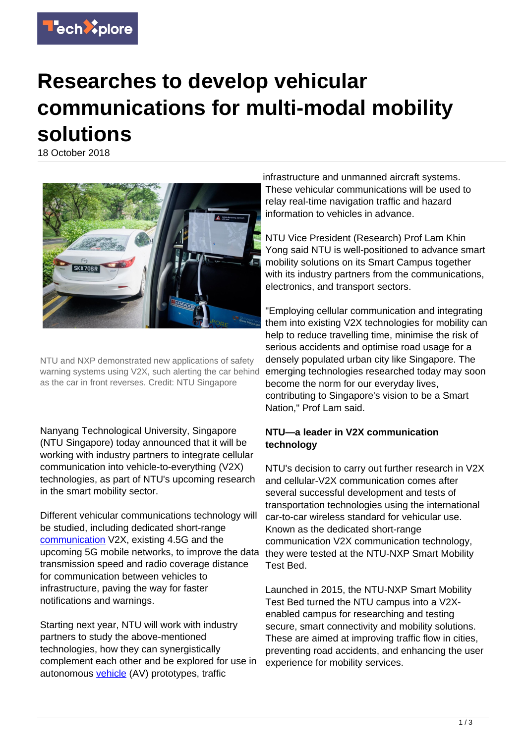# Researches to develop vehicular communications for multi-modal mobility solutions

18 October 2018

NTU and NXP demonstrated new applications of safety warning systems using V2X, such alerting the car behind as the car in front reverses. Credit: NTU Singapore

Nanyang Technological University, Singapore (NTU Singapore) today announced that it will be working with industry partners to integrate cellular communication into vehicle-to-everything (V2X) technologies, as part of NTU's upcoming research in the smart mobility sector.

Different vehicular communications technology will be studied, including dedicated short-range communication V2X, existing 4.5G and the upcoming 5G mobile networks, to improve the data transmission speed and radio coverage distance for communication between vehicles to infrastructure, paving the way for faster notifications and warnings.

Starting next year, NTU will work with industry partners to study the above-mentioned technologies, how they can synergistically complement each other and be explored for use in autonomous vehicle (AV) prototypes, traffic infrastructure and unmanned aircraft systems. These vehicular communications will be used to relay real-time navigation traffic and hazard information to vehicles in advance.

NTU Vice President (Research) Prof Lam Khin Yong said NTU is well-positioned to advance smart mobility solutions on its Smart Campus together with its industry partners from the communications, electronics, and transport sectors.

"Employing cellular communication and integrating them into existing V2X technologies for mobility can help to reduce travelling time, minimise the risk of serious accidents and optimise road usage for a densely populated urban city like Singapore. The emerging technologies researched today may soon become the norm for our everyday lives, contributing to Singapore's vision to be a Smart Nation," Prof Lam said.

**NTU—a leader in V2X communication technology**

NTU's decision to carry out further research in V2X and cellular-V2X communication comes after several successful development and tests of transportation technologies using the international car-to-car wireless standard for vehicular use. Known as the dedicated short-range communication V2X communication technology, they were tested at the NTU-NXP Smart Mobility Test Bed.

Launched in 2015, the NTU-NXP Smart Mobility Test Bed turned the NTU campus into a V2X-enabled campus for researching and testing secure, smart connectivity and mobility solutions. These are aimed at improving traffic flow in cities, preventing road accidents, and enhancing the user experience for mobility services.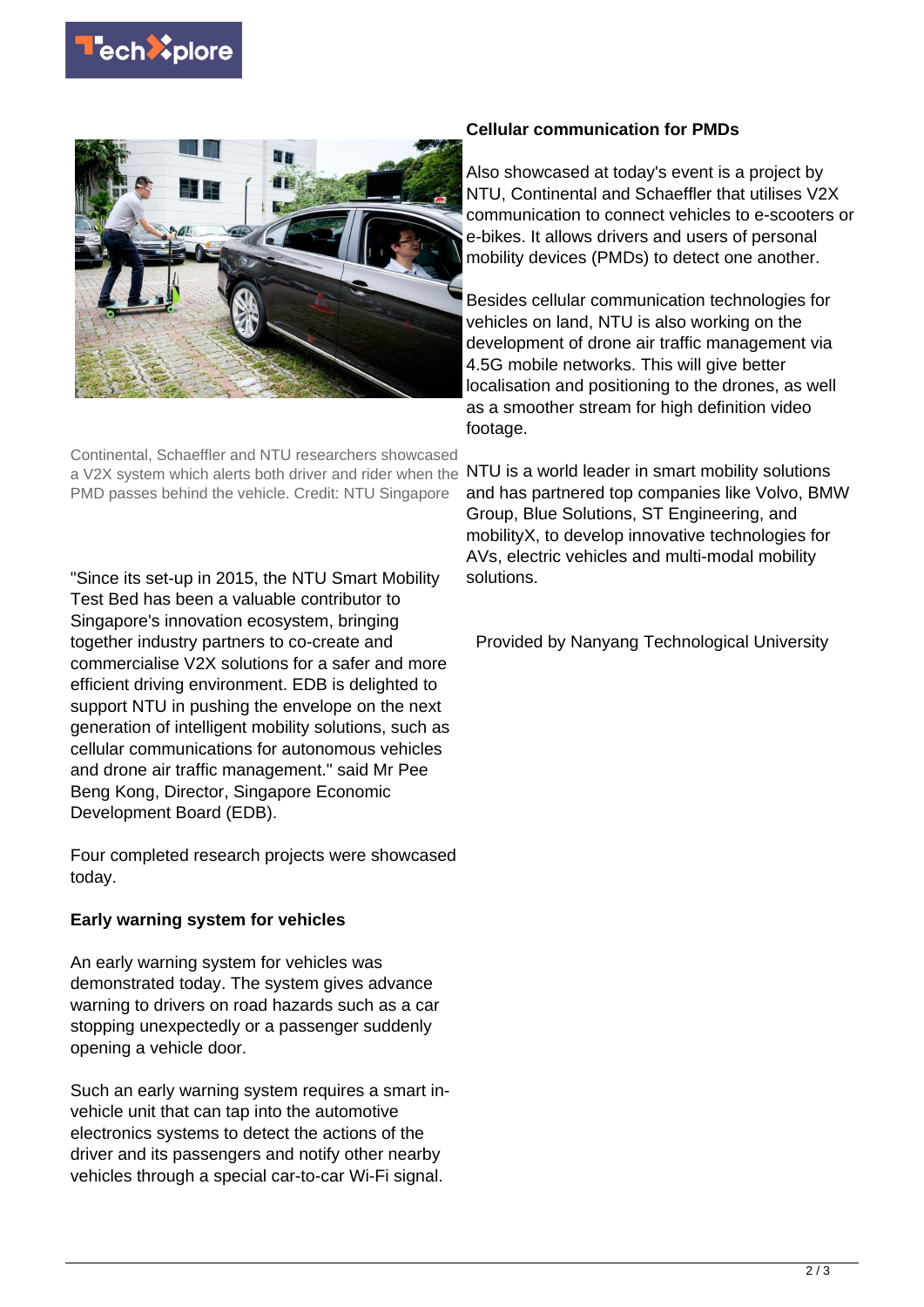Continental, Schaeffler and NTU researchers showcased a V2X system which alerts both driver and rider when the PMD passes behind the vehicle. Credit: NTU Singapore

"Since its set-up in 2015, the NTU Smart Mobility Test Bed has been a valuable contributor to Singapore's innovation ecosystem, bringing together industry partners to co-create and commercialise V2X solutions for a safer and more efficient driving environment. EDB is delighted to support NTU in pushing the envelope on the next generation of intelligent mobility solutions, such as cellular communications for autonomous vehicles and drone air traffic management." said Mr Pee Beng Kong, Director, Singapore Economic Development Board (EDB).

Four completed research projects were showcased today.

**Early warning system for vehicles**

An early warning system for vehicles was demonstrated today. The system gives advance warning to drivers on road hazards such as a car stopping unexpectedly or a passenger suddenly opening a vehicle door.

Such an early warning system requires a smart in-vehicle unit that can tap into the automotive electronics systems to detect the actions of the driver and its passengers and notify other nearby vehicles through a special car-to-car Wi-Fi signal.

**Cellular communication for PMDs**

Also showcased at today's event is a project by NTU, Continental and Schaeffler that utilises V2X communication to connect vehicles to e-scooters or e-bikes. It allows drivers and users of personal mobility devices (PMDs) to detect one another.

Besides cellular communication technologies for vehicles on land, NTU is also working on the development of drone air traffic management via 4.5G mobile networks. This will give better localisation and positioning to the drones, as well as a smoother stream for high definition video footage.

NTU is a world leader in smart mobility solutions and has partnered top companies like Volvo, BMW Group, Blue Solutions, ST Engineering, and mobilityX, to develop innovative technologies for AVs, electric vehicles and multi-modal mobility solutions.

Provided by Nanyang Technological University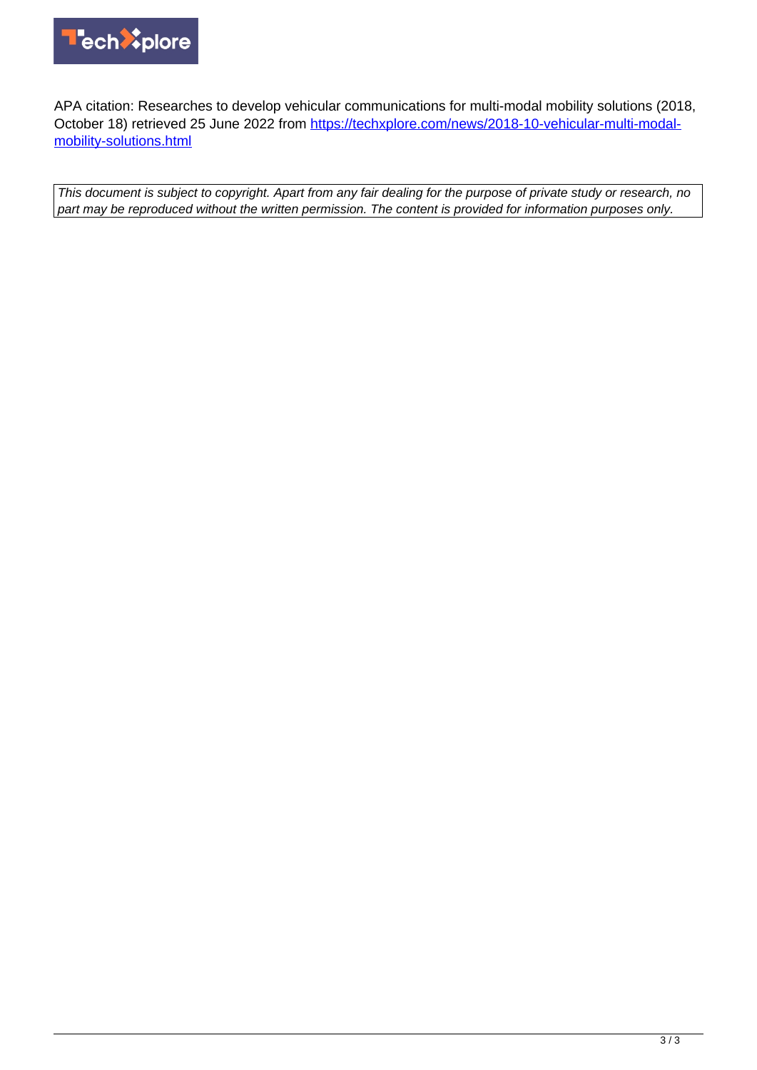APA citation: Researches to develop vehicular communications for multi-modal mobility solutions (2018, October 18) retrieved 25 June 2022 from https://techxplore.com/news/2018-10-vehicular-multi-modal-mobility-solutions.html

*This document is subject to copyright. Apart from any fair dealing for the purpose of private study or research, no part may be reproduced without the written permission. The content is provided for information purposes only.*